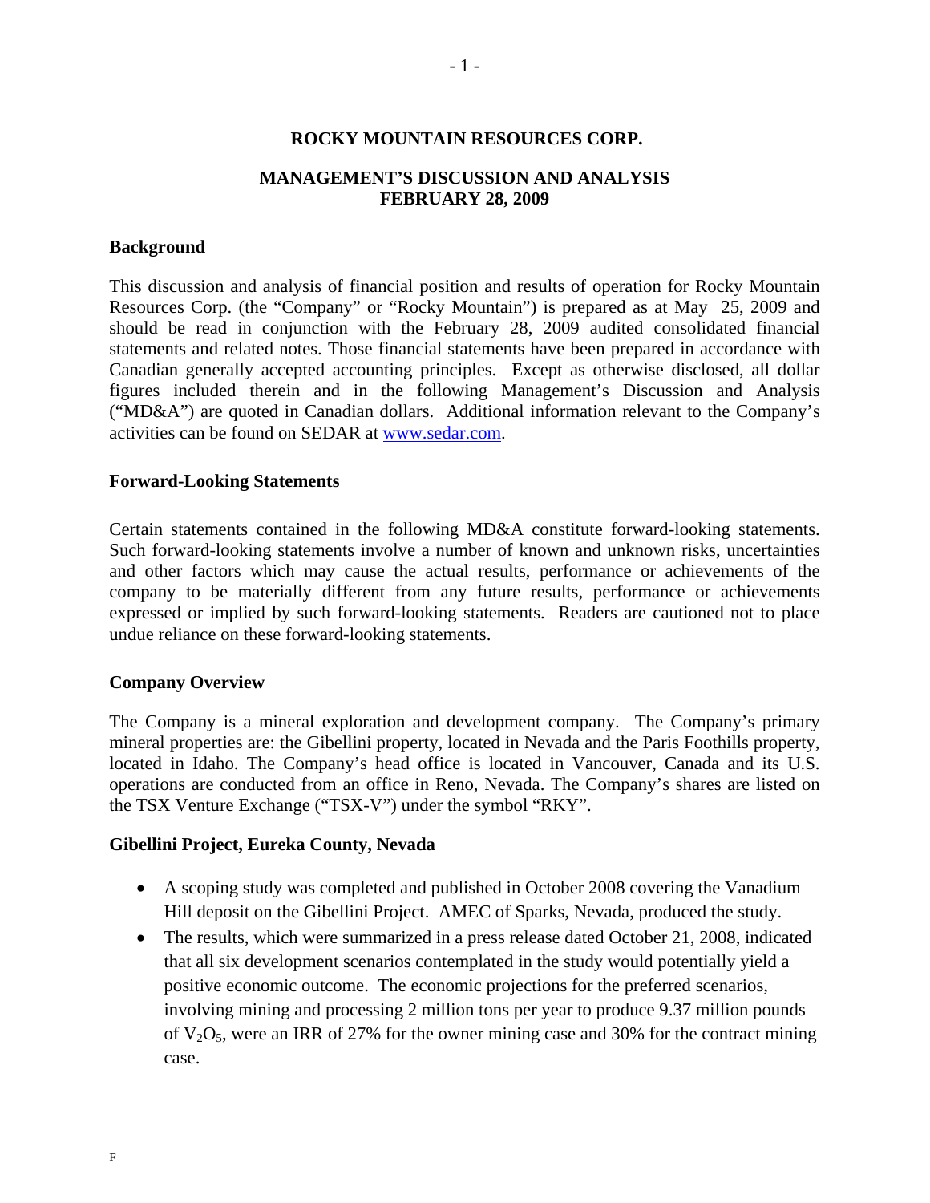# ROCKY MOUNTAIN RESOURCES CORP.

## MANAGEMENT'S DISCUSSION AND ANALYSIS
## FEBRUARY 28, 2009

### Background

This discussion and analysis of financial position and results of operation for Rocky Mountain Resources Corp. (the "Company" or "Rocky Mountain") is prepared as at May 25, 2009 and should be read in conjunction with the February 28, 2009 audited consolidated financial statements and related notes. Those financial statements have been prepared in accordance with Canadian generally accepted accounting principles. Except as otherwise disclosed, all dollar figures included therein and in the following Management's Discussion and Analysis ("MD&A") are quoted in Canadian dollars. Additional information relevant to the Company's activities can be found on SEDAR at www.sedar.com.

### Forward-Looking Statements

Certain statements contained in the following MD&A constitute forward-looking statements. Such forward-looking statements involve a number of known and unknown risks, uncertainties and other factors which may cause the actual results, performance or achievements of the company to be materially different from any future results, performance or achievements expressed or implied by such forward-looking statements. Readers are cautioned not to place undue reliance on these forward-looking statements.

### Company Overview

The Company is a mineral exploration and development company. The Company's primary mineral properties are: the Gibellini property, located in Nevada and the Paris Foothills property, located in Idaho. The Company's head office is located in Vancouver, Canada and its U.S. operations are conducted from an office in Reno, Nevada. The Company's shares are listed on the TSX Venture Exchange ("TSX-V") under the symbol "RKY".

### Gibellini Project, Eureka County, Nevada

- A scoping study was completed and published in October 2008 covering the Vanadium Hill deposit on the Gibellini Project. AMEC of Sparks, Nevada, produced the study.
- The results, which were summarized in a press release dated October 21, 2008, indicated that all six development scenarios contemplated in the study would potentially yield a positive economic outcome. The economic projections for the preferred scenarios, involving mining and processing 2 million tons per year to produce 9.37 million pounds of $V_2O_5$, were an IRR of 27% for the owner mining case and 30% for the contract mining case.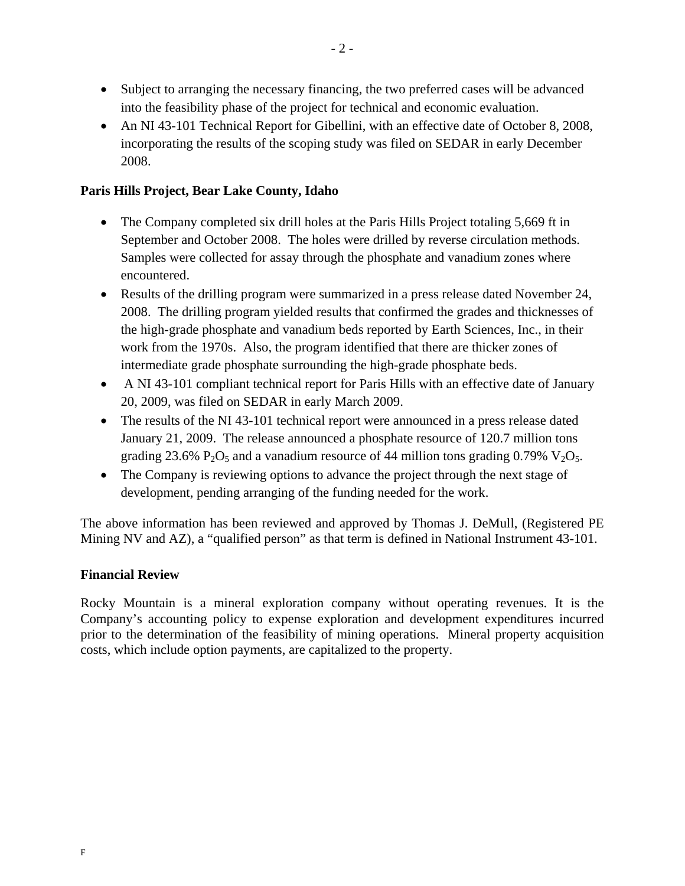- Subject to arranging the necessary financing, the two preferred cases will be advanced into the feasibility phase of the project for technical and economic evaluation.
- An NI 43-101 Technical Report for Gibellini, with an effective date of October 8, 2008, incorporating the results of the scoping study was filed on SEDAR in early December 2008.

**Paris Hills Project, Bear Lake County, Idaho**

- The Company completed six drill holes at the Paris Hills Project totaling 5,669 ft in September and October 2008. The holes were drilled by reverse circulation methods. Samples were collected for assay through the phosphate and vanadium zones where encountered.
- Results of the drilling program were summarized in a press release dated November 24, 2008. The drilling program yielded results that confirmed the grades and thicknesses of the high-grade phosphate and vanadium beds reported by Earth Sciences, Inc., in their work from the 1970s. Also, the program identified that there are thicker zones of intermediate grade phosphate surrounding the high-grade phosphate beds.
- A NI 43-101 compliant technical report for Paris Hills with an effective date of January 20, 2009, was filed on SEDAR in early March 2009.
- The results of the NI 43-101 technical report were announced in a press release dated January 21, 2009. The release announced a phosphate resource of 120.7 million tons grading 23.6% $P_2O_5$ and a vanadium resource of 44 million tons grading 0.79% $V_2O_5$.
- The Company is reviewing options to advance the project through the next stage of development, pending arranging of the funding needed for the work.

The above information has been reviewed and approved by Thomas J. DeMull, (Registered PE Mining NV and AZ), a "qualified person" as that term is defined in National Instrument 43-101.

**Financial Review**

Rocky Mountain is a mineral exploration company without operating revenues. It is the Company's accounting policy to expense exploration and development expenditures incurred prior to the determination of the feasibility of mining operations. Mineral property acquisition costs, which include option payments, are capitalized to the property.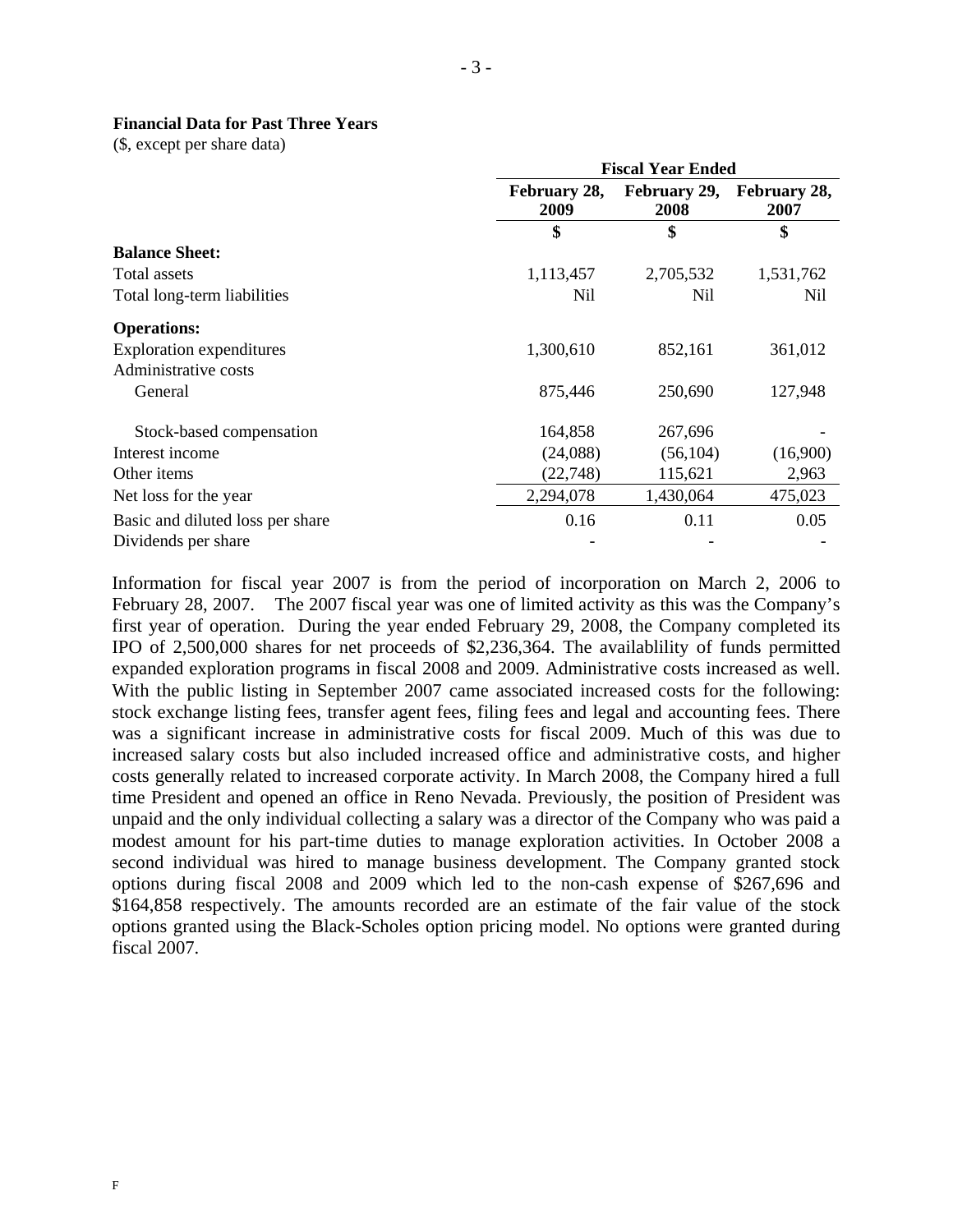**Financial Data for Past Three Years**

($, except per share data)

| | Fiscal Year Ended | | |
|---|---|---|---|
| | February 28, 2009 | February 29, 2008 | February 28, 2007 |
| | $ | $ | $ |
| **Balance Sheet:** | | | |
| Total assets | 1,113,457 | 2,705,532 | 1,531,762 |
| Total long-term liabilities | Nil | Nil | Nil |
| **Operations:** | | | |
| Exploration expenditures | 1,300,610 | 852,161 | 361,012 |
| Administrative costs | | | |
| General | 875,446 | 250,690 | 127,948 |
| Stock-based compensation | 164,858 | 267,696 | - |
| Interest income | (24,088) | (56,104) | (16,900) |
| Other items | (22,748) | 115,621 | 2,963 |
| Net loss for the year | 2,294,078 | 1,430,064 | 475,023 |
| Basic and diluted loss per share | 0.16 | 0.11 | 0.05 |
| Dividends per share | - | - | - |

Information for fiscal year 2007 is from the period of incorporation on March 2, 2006 to February 28, 2007. The 2007 fiscal year was one of limited activity as this was the Company's first year of operation. During the year ended February 29, 2008, the Company completed its IPO of 2,500,000 shares for net proceeds of $2,236,364. The availablility of funds permitted expanded exploration programs in fiscal 2008 and 2009. Administrative costs increased as well. With the public listing in September 2007 came associated increased costs for the following: stock exchange listing fees, transfer agent fees, filing fees and legal and accounting fees. There was a significant increase in administrative costs for fiscal 2009. Much of this was due to increased salary costs but also included increased office and administrative costs, and higher costs generally related to increased corporate activity. In March 2008, the Company hired a full time President and opened an office in Reno Nevada. Previously, the position of President was unpaid and the only individual collecting a salary was a director of the Company who was paid a modest amount for his part-time duties to manage exploration activities. In October 2008 a second individual was hired to manage business development. The Company granted stock options during fiscal 2008 and 2009 which led to the non-cash expense of $267,696 and $164,858 respectively. The amounts recorded are an estimate of the fair value of the stock options granted using the Black-Scholes option pricing model. No options were granted during fiscal 2007.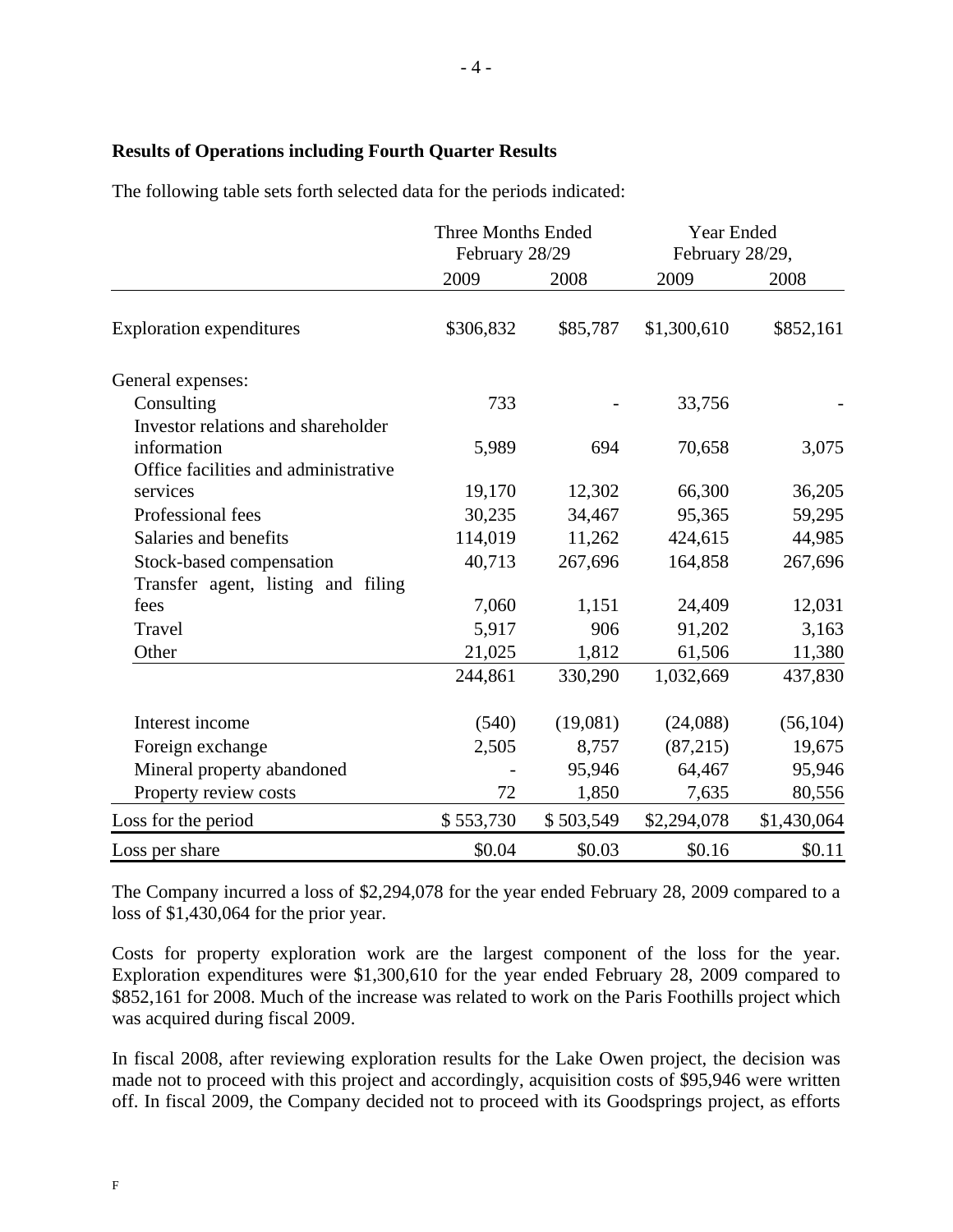**Results of Operations including Fourth Quarter Results**

The following table sets forth selected data for the periods indicated:

| | Three Months Ended February 28/29 | | Year Ended February 28/29, | |
|---|---|---|---|---|
| | 2009 | 2008 | 2009 | 2008 |
| Exploration expenditures | $306,832 | $85,787 | $1,300,610 | $852,161 |
| General expenses: | | | | |
| Consulting | 733 | - | 33,756 | - |
| Investor relations and shareholder information | 5,989 | 694 | 70,658 | 3,075 |
| Office facilities and administrative services | 19,170 | 12,302 | 66,300 | 36,205 |
| Professional fees | 30,235 | 34,467 | 95,365 | 59,295 |
| Salaries and benefits | 114,019 | 11,262 | 424,615 | 44,985 |
| Stock-based compensation | 40,713 | 267,696 | 164,858 | 267,696 |
| Transfer agent, listing and filing fees | 7,060 | 1,151 | 24,409 | 12,031 |
| Travel | 5,917 | 906 | 91,202 | 3,163 |
| Other | 21,025 | 1,812 | 61,506 | 11,380 |
| | 244,861 | 330,290 | 1,032,669 | 437,830 |
| Interest income | (540) | (19,081) | (24,088) | (56,104) |
| Foreign exchange | 2,505 | 8,757 | (87,215) | 19,675 |
| Mineral property abandoned | - | 95,946 | 64,467 | 95,946 |
| Property review costs | 72 | 1,850 | 7,635 | 80,556 |
| Loss for the period | $ 553,730 | $ 503,549 | $2,294,078 | $1,430,064 |
| Loss per share | $0.04 | $0.03 | $0.16 | $0.11 |

The Company incurred a loss of $2,294,078 for the year ended February 28, 2009 compared to a loss of $1,430,064 for the prior year.

Costs for property exploration work are the largest component of the loss for the year. Exploration expenditures were $1,300,610 for the year ended February 28, 2009 compared to $852,161 for 2008. Much of the increase was related to work on the Paris Foothills project which was acquired during fiscal 2009.

In fiscal 2008, after reviewing exploration results for the Lake Owen project, the decision was made not to proceed with this project and accordingly, acquisition costs of $95,946 were written off. In fiscal 2009, the Company decided not to proceed with its Goodsprings project, as efforts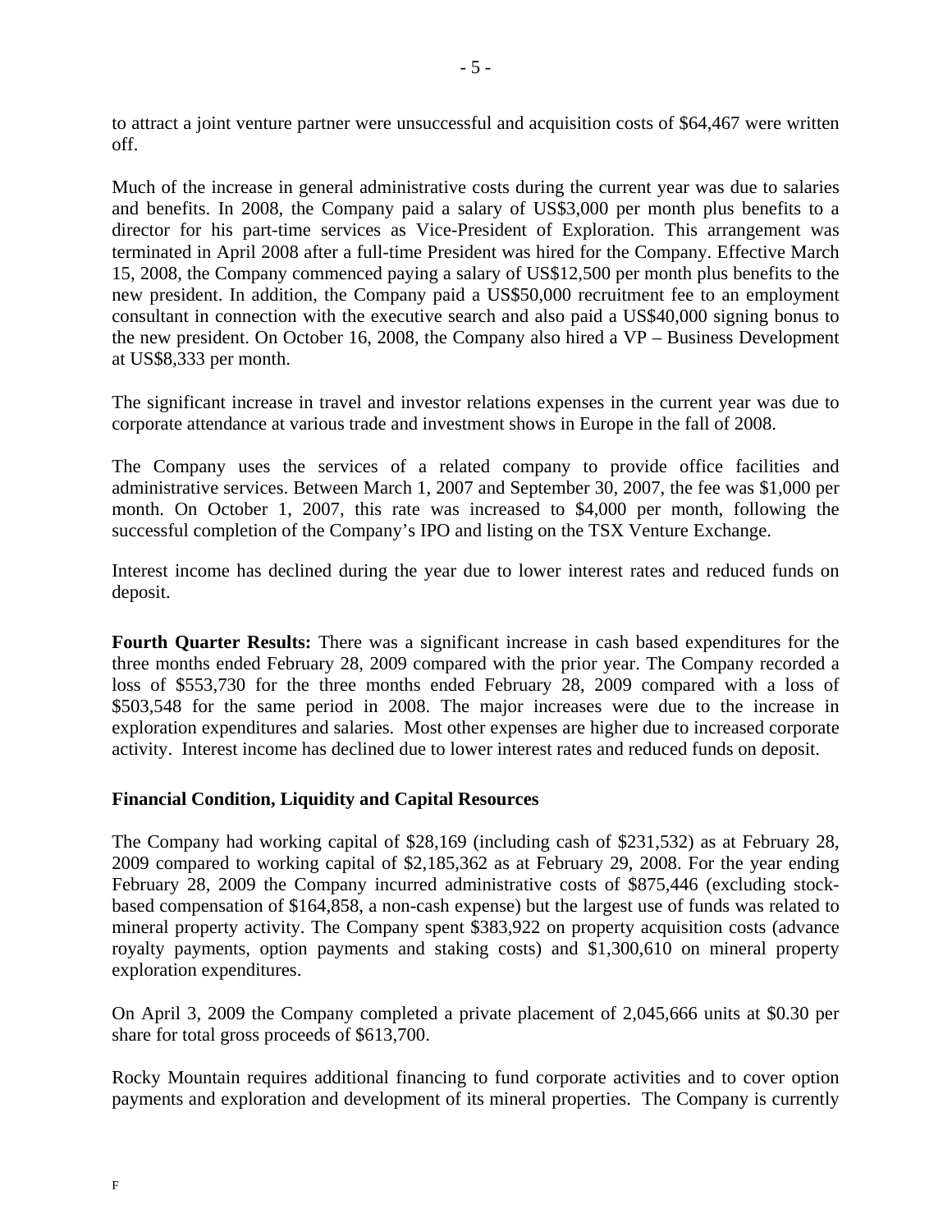to attract a joint venture partner were unsuccessful and acquisition costs of $64,467 were written off.

Much of the increase in general administrative costs during the current year was due to salaries and benefits. In 2008, the Company paid a salary of US$3,000 per month plus benefits to a director for his part-time services as Vice-President of Exploration. This arrangement was terminated in April 2008 after a full-time President was hired for the Company. Effective March 15, 2008, the Company commenced paying a salary of US$12,500 per month plus benefits to the new president. In addition, the Company paid a US$50,000 recruitment fee to an employment consultant in connection with the executive search and also paid a US$40,000 signing bonus to the new president. On October 16, 2008, the Company also hired a VP – Business Development at US$8,333 per month.

The significant increase in travel and investor relations expenses in the current year was due to corporate attendance at various trade and investment shows in Europe in the fall of 2008.

The Company uses the services of a related company to provide office facilities and administrative services. Between March 1, 2007 and September 30, 2007, the fee was $1,000 per month. On October 1, 2007, this rate was increased to $4,000 per month, following the successful completion of the Company's IPO and listing on the TSX Venture Exchange.

Interest income has declined during the year due to lower interest rates and reduced funds on deposit.

**Fourth Quarter Results:** There was a significant increase in cash based expenditures for the three months ended February 28, 2009 compared with the prior year. The Company recorded a loss of $553,730 for the three months ended February 28, 2009 compared with a loss of $503,548 for the same period in 2008. The major increases were due to the increase in exploration expenditures and salaries. Most other expenses are higher due to increased corporate activity. Interest income has declined due to lower interest rates and reduced funds on deposit.

## Financial Condition, Liquidity and Capital Resources

The Company had working capital of $28,169 (including cash of $231,532) as at February 28, 2009 compared to working capital of $2,185,362 as at February 29, 2008. For the year ending February 28, 2009 the Company incurred administrative costs of $875,446 (excluding stock-based compensation of $164,858, a non-cash expense) but the largest use of funds was related to mineral property activity. The Company spent $383,922 on property acquisition costs (advance royalty payments, option payments and staking costs) and $1,300,610 on mineral property exploration expenditures.

On April 3, 2009 the Company completed a private placement of 2,045,666 units at $0.30 per share for total gross proceeds of $613,700.

Rocky Mountain requires additional financing to fund corporate activities and to cover option payments and exploration and development of its mineral properties. The Company is currently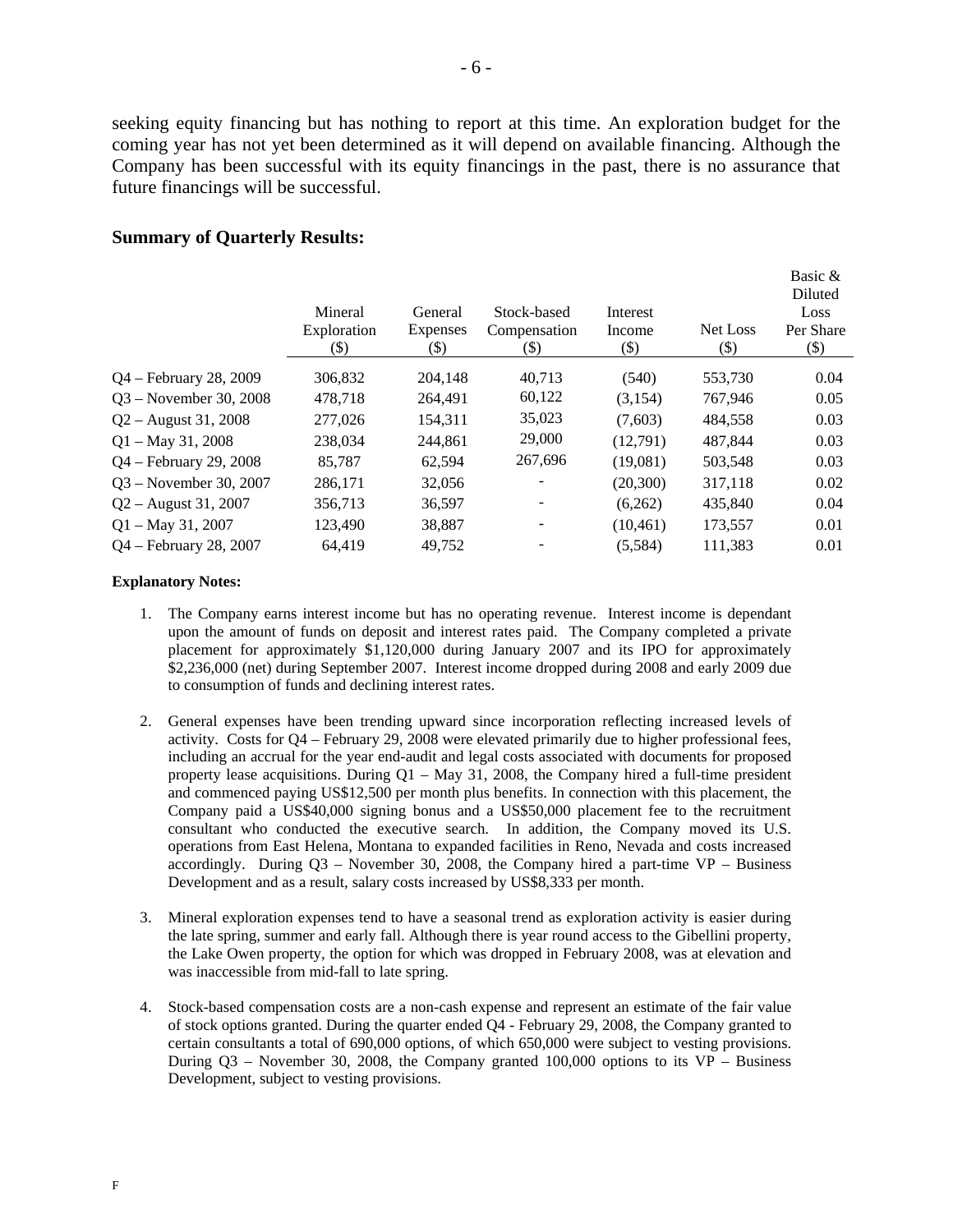seeking equity financing but has nothing to report at this time. An exploration budget for the coming year has not yet been determined as it will depend on available financing. Although the Company has been successful with its equity financings in the past, there is no assurance that future financings will be successful.

## Summary of Quarterly Results:

| | Mineral Exploration ($) | General Expenses ($) | Stock-based Compensation ($) | Interest Income ($) | Net Loss ($) | Basic & Diluted Loss Per Share ($) |
|---|---|---|---|---|---|---|
| Q4 – February 28, 2009 | 306,832 | 204,148 | 40,713 | (540) | 553,730 | 0.04 |
| Q3 – November 30, 2008 | 478,718 | 264,491 | 60,122 | (3,154) | 767,946 | 0.05 |
| Q2 – August 31, 2008 | 277,026 | 154,311 | 35,023 | (7,603) | 484,558 | 0.03 |
| Q1 – May 31, 2008 | 238,034 | 244,861 | 29,000 | (12,791) | 487,844 | 0.03 |
| Q4 – February 29, 2008 | 85,787 | 62,594 | 267,696 | (19,081) | 503,548 | 0.03 |
| Q3 – November 30, 2007 | 286,171 | 32,056 | - | (20,300) | 317,118 | 0.02 |
| Q2 – August 31, 2007 | 356,713 | 36,597 | - | (6,262) | 435,840 | 0.04 |
| Q1 – May 31, 2007 | 123,490 | 38,887 | - | (10,461) | 173,557 | 0.01 |
| Q4 – February 28, 2007 | 64,419 | 49,752 | - | (5,584) | 111,383 | 0.01 |

**Explanatory Notes:**

1. The Company earns interest income but has no operating revenue. Interest income is dependant upon the amount of funds on deposit and interest rates paid. The Company completed a private placement for approximately $1,120,000 during January 2007 and its IPO for approximately $2,236,000 (net) during September 2007. Interest income dropped during 2008 and early 2009 due to consumption of funds and declining interest rates.

2. General expenses have been trending upward since incorporation reflecting increased levels of activity. Costs for Q4 – February 29, 2008 were elevated primarily due to higher professional fees, including an accrual for the year end-audit and legal costs associated with documents for proposed property lease acquisitions. During Q1 – May 31, 2008, the Company hired a full-time president and commenced paying US$12,500 per month plus benefits. In connection with this placement, the Company paid a US$40,000 signing bonus and a US$50,000 placement fee to the recruitment consultant who conducted the executive search. In addition, the Company moved its U.S. operations from East Helena, Montana to expanded facilities in Reno, Nevada and costs increased accordingly. During Q3 – November 30, 2008, the Company hired a part-time VP – Business Development and as a result, salary costs increased by US$8,333 per month.

3. Mineral exploration expenses tend to have a seasonal trend as exploration activity is easier during the late spring, summer and early fall. Although there is year round access to the Gibellini property, the Lake Owen property, the option for which was dropped in February 2008, was at elevation and was inaccessible from mid-fall to late spring.

4. Stock-based compensation costs are a non-cash expense and represent an estimate of the fair value of stock options granted. During the quarter ended Q4 - February 29, 2008, the Company granted to certain consultants a total of 690,000 options, of which 650,000 were subject to vesting provisions. During Q3 – November 30, 2008, the Company granted 100,000 options to its VP – Business Development, subject to vesting provisions.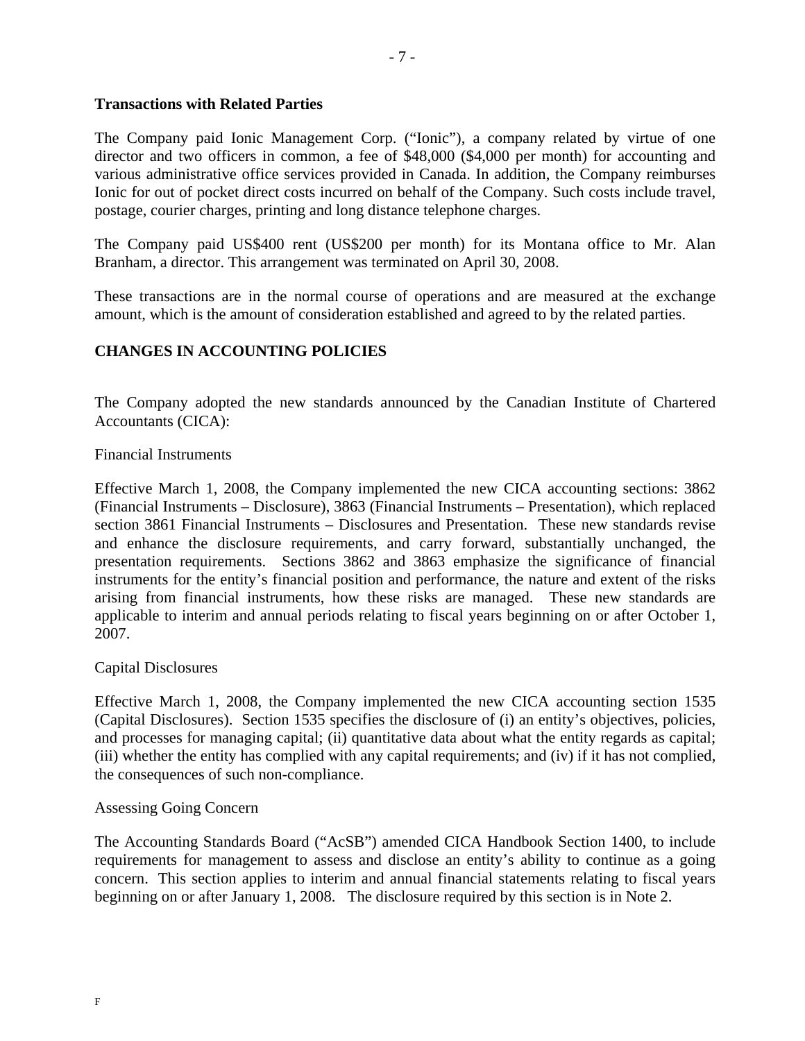**Transactions with Related Parties**

The Company paid Ionic Management Corp. ("Ionic"), a company related by virtue of one director and two officers in common, a fee of $48,000 ($4,000 per month) for accounting and various administrative office services provided in Canada. In addition, the Company reimburses Ionic for out of pocket direct costs incurred on behalf of the Company. Such costs include travel, postage, courier charges, printing and long distance telephone charges.

The Company paid US$400 rent (US$200 per month) for its Montana office to Mr. Alan Branham, a director. This arrangement was terminated on April 30, 2008.

These transactions are in the normal course of operations and are measured at the exchange amount, which is the amount of consideration established and agreed to by the related parties.

## CHANGES IN ACCOUNTING POLICIES

The Company adopted the new standards announced by the Canadian Institute of Chartered Accountants (CICA):

Financial Instruments

Effective March 1, 2008, the Company implemented the new CICA accounting sections: 3862 (Financial Instruments – Disclosure), 3863 (Financial Instruments – Presentation), which replaced section 3861 Financial Instruments – Disclosures and Presentation. These new standards revise and enhance the disclosure requirements, and carry forward, substantially unchanged, the presentation requirements. Sections 3862 and 3863 emphasize the significance of financial instruments for the entity's financial position and performance, the nature and extent of the risks arising from financial instruments, how these risks are managed. These new standards are applicable to interim and annual periods relating to fiscal years beginning on or after October 1, 2007.

Capital Disclosures

Effective March 1, 2008, the Company implemented the new CICA accounting section 1535 (Capital Disclosures). Section 1535 specifies the disclosure of (i) an entity's objectives, policies, and processes for managing capital; (ii) quantitative data about what the entity regards as capital; (iii) whether the entity has complied with any capital requirements; and (iv) if it has not complied, the consequences of such non-compliance.

Assessing Going Concern

The Accounting Standards Board ("AcSB") amended CICA Handbook Section 1400, to include requirements for management to assess and disclose an entity's ability to continue as a going concern. This section applies to interim and annual financial statements relating to fiscal years beginning on or after January 1, 2008. The disclosure required by this section is in Note 2.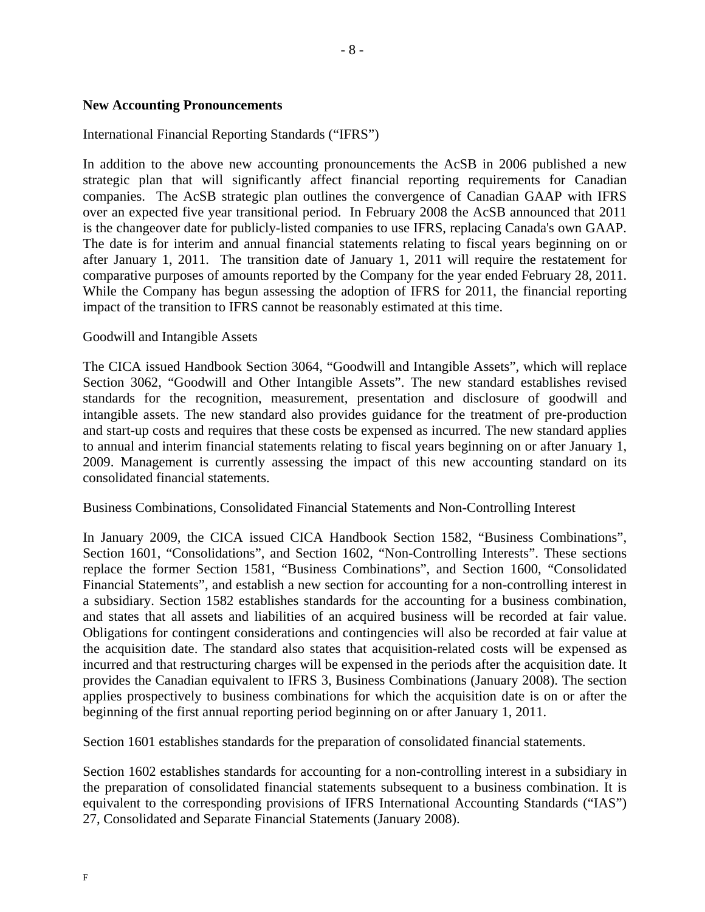**New Accounting Pronouncements**

International Financial Reporting Standards ("IFRS")

In addition to the above new accounting pronouncements the AcSB in 2006 published a new strategic plan that will significantly affect financial reporting requirements for Canadian companies. The AcSB strategic plan outlines the convergence of Canadian GAAP with IFRS over an expected five year transitional period. In February 2008 the AcSB announced that 2011 is the changeover date for publicly-listed companies to use IFRS, replacing Canada's own GAAP. The date is for interim and annual financial statements relating to fiscal years beginning on or after January 1, 2011. The transition date of January 1, 2011 will require the restatement for comparative purposes of amounts reported by the Company for the year ended February 28, 2011. While the Company has begun assessing the adoption of IFRS for 2011, the financial reporting impact of the transition to IFRS cannot be reasonably estimated at this time.

Goodwill and Intangible Assets

The CICA issued Handbook Section 3064, "Goodwill and Intangible Assets", which will replace Section 3062, "Goodwill and Other Intangible Assets". The new standard establishes revised standards for the recognition, measurement, presentation and disclosure of goodwill and intangible assets. The new standard also provides guidance for the treatment of pre-production and start-up costs and requires that these costs be expensed as incurred. The new standard applies to annual and interim financial statements relating to fiscal years beginning on or after January 1, 2009. Management is currently assessing the impact of this new accounting standard on its consolidated financial statements.

Business Combinations, Consolidated Financial Statements and Non-Controlling Interest

In January 2009, the CICA issued CICA Handbook Section 1582, "Business Combinations", Section 1601, "Consolidations", and Section 1602, "Non-Controlling Interests". These sections replace the former Section 1581, "Business Combinations", and Section 1600, "Consolidated Financial Statements", and establish a new section for accounting for a non-controlling interest in a subsidiary. Section 1582 establishes standards for the accounting for a business combination, and states that all assets and liabilities of an acquired business will be recorded at fair value. Obligations for contingent considerations and contingencies will also be recorded at fair value at the acquisition date. The standard also states that acquisition-related costs will be expensed as incurred and that restructuring charges will be expensed in the periods after the acquisition date. It provides the Canadian equivalent to IFRS 3, Business Combinations (January 2008). The section applies prospectively to business combinations for which the acquisition date is on or after the beginning of the first annual reporting period beginning on or after January 1, 2011.

Section 1601 establishes standards for the preparation of consolidated financial statements.

Section 1602 establishes standards for accounting for a non-controlling interest in a subsidiary in the preparation of consolidated financial statements subsequent to a business combination. It is equivalent to the corresponding provisions of IFRS International Accounting Standards ("IAS") 27, Consolidated and Separate Financial Statements (January 2008).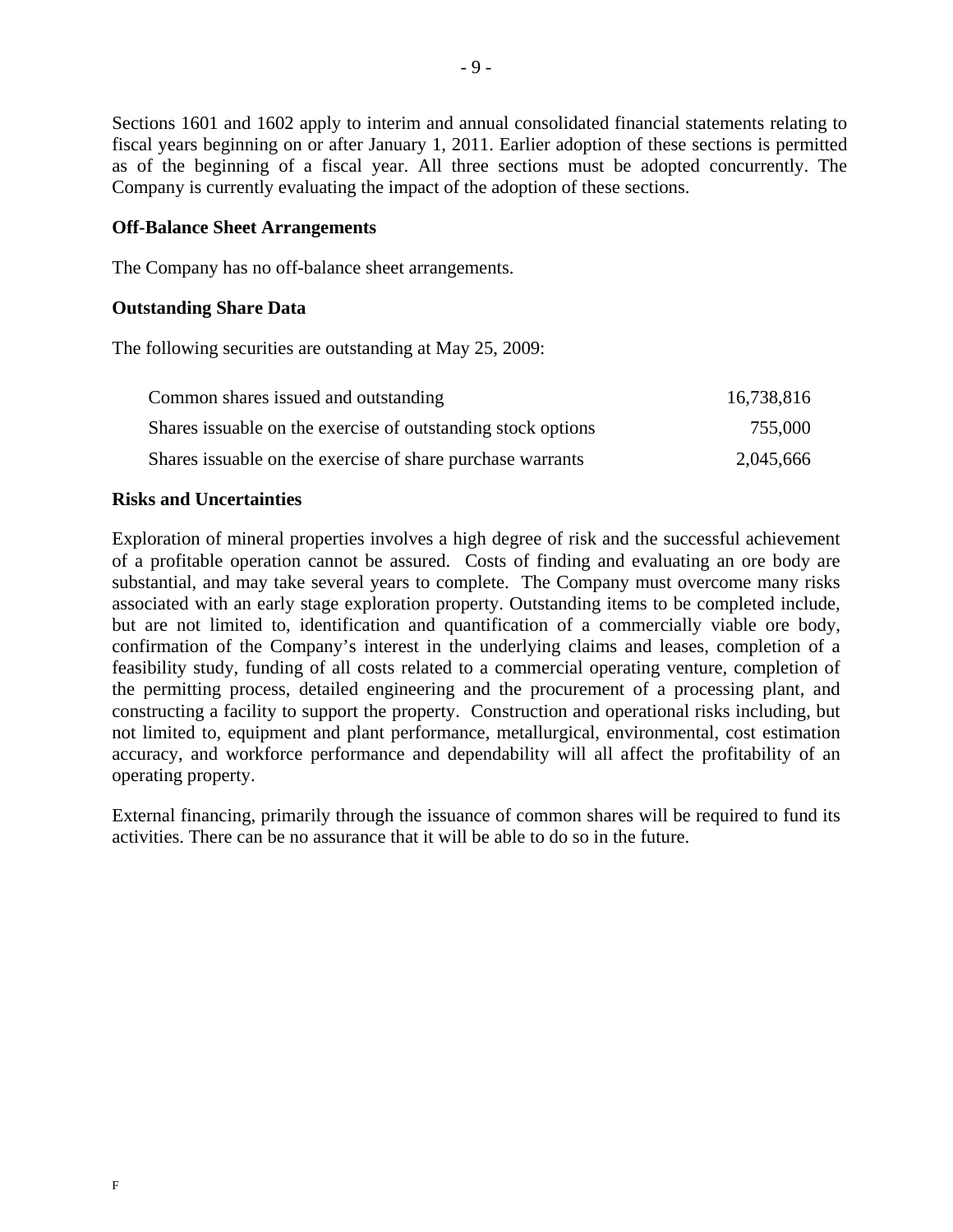Sections 1601 and 1602 apply to interim and annual consolidated financial statements relating to fiscal years beginning on or after January 1, 2011. Earlier adoption of these sections is permitted as of the beginning of a fiscal year. All three sections must be adopted concurrently. The Company is currently evaluating the impact of the adoption of these sections.

**Off-Balance Sheet Arrangements**

The Company has no off-balance sheet arrangements.

**Outstanding Share Data**

The following securities are outstanding at May 25, 2009:

| | |
|---|---|
| Common shares issued and outstanding | 16,738,816 |
| Shares issuable on the exercise of outstanding stock options | 755,000 |
| Shares issuable on the exercise of share purchase warrants | 2,045,666 |

**Risks and Uncertainties**

Exploration of mineral properties involves a high degree of risk and the successful achievement of a profitable operation cannot be assured. Costs of finding and evaluating an ore body are substantial, and may take several years to complete. The Company must overcome many risks associated with an early stage exploration property. Outstanding items to be completed include, but are not limited to, identification and quantification of a commercially viable ore body, confirmation of the Company's interest in the underlying claims and leases, completion of a feasibility study, funding of all costs related to a commercial operating venture, completion of the permitting process, detailed engineering and the procurement of a processing plant, and constructing a facility to support the property. Construction and operational risks including, but not limited to, equipment and plant performance, metallurgical, environmental, cost estimation accuracy, and workforce performance and dependability will all affect the profitability of an operating property.

External financing, primarily through the issuance of common shares will be required to fund its activities. There can be no assurance that it will be able to do so in the future.

F